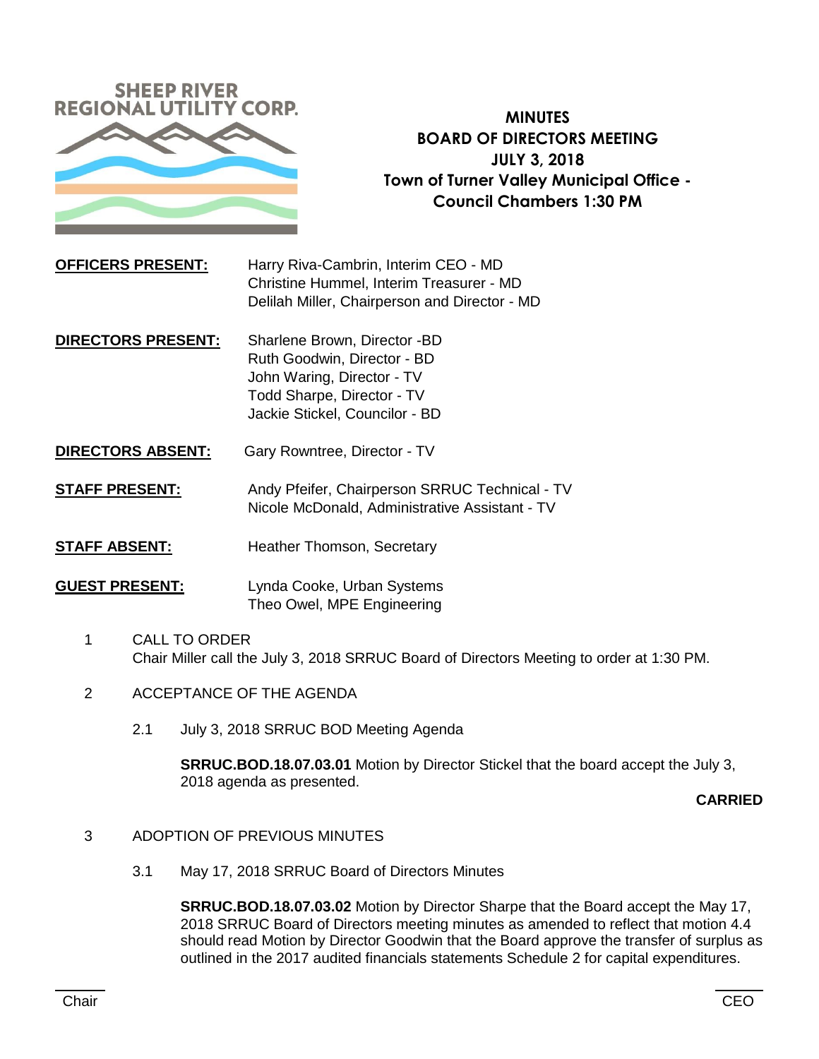SHEEP RIVER REGIONAL UTILITY CORP.

# MINUTES
## BOARD OF DIRECTORS MEETING
## JULY 3, 2018
## Town of Turner Valley Municipal Office - Council Chambers 1:30 PM

**OFFICERS PRESENT:** Harry Riva-Cambrin, Interim CEO - MD
Christine Hummel, Interim Treasurer - MD
Delilah Miller, Chairperson and Director - MD

**DIRECTORS PRESENT:** Sharlene Brown, Director -BD
Ruth Goodwin, Director - BD
John Waring, Director - TV
Todd Sharpe, Director - TV
Jackie Stickel, Councilor - BD

**DIRECTORS ABSENT:** Gary Rowntree, Director - TV

**STAFF PRESENT:** Andy Pfeifer, Chairperson SRRUC Technical - TV
Nicole McDonald, Administrative Assistant - TV

**STAFF ABSENT:** Heather Thomson, Secretary

**GUEST PRESENT:** Lynda Cooke, Urban Systems
Theo Owel, MPE Engineering

1 CALL TO ORDER
Chair Miller call the July 3, 2018 SRRUC Board of Directors Meeting to order at 1:30 PM.

2 ACCEPTANCE OF THE AGENDA

2.1 July 3, 2018 SRRUC BOD Meeting Agenda

**SRRUC.BOD.18.07.03.01** Motion by Director Stickel that the board accept the July 3, 2018 agenda as presented.

**CARRIED**

3 ADOPTION OF PREVIOUS MINUTES

3.1 May 17, 2018 SRRUC Board of Directors Minutes

**SRRUC.BOD.18.07.03.02** Motion by Director Sharpe that the Board accept the May 17, 2018 SRRUC Board of Directors meeting minutes as amended to reflect that motion 4.4 should read Motion by Director Goodwin that the Board approve the transfer of surplus as outlined in the 2017 audited financials statements Schedule 2 for capital expenditures.

Chair CEO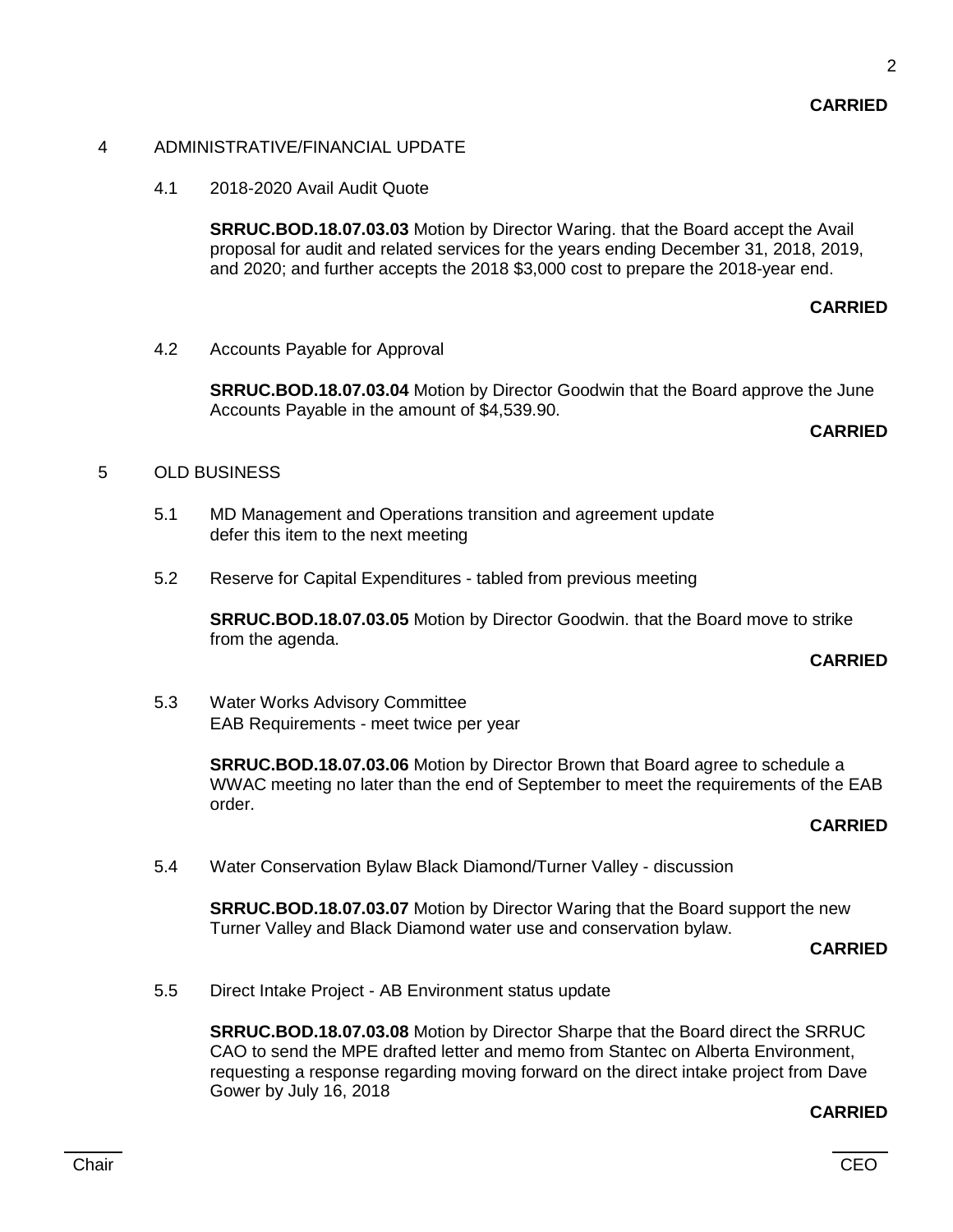**CARRIED**

4 ADMINISTRATIVE/FINANCIAL UPDATE

4.1 2018-2020 Avail Audit Quote

**SRRUC.BOD.18.07.03.03** Motion by Director Waring. that the Board accept the Avail proposal for audit and related services for the years ending December 31, 2018, 2019, and 2020; and further accepts the 2018 $3,000 cost to prepare the 2018-year end.

**CARRIED**

4.2 Accounts Payable for Approval

**SRRUC.BOD.18.07.03.04** Motion by Director Goodwin that the Board approve the June Accounts Payable in the amount of $4,539.90.

**CARRIED**

5 OLD BUSINESS

5.1 MD Management and Operations transition and agreement update
defer this item to the next meeting

5.2 Reserve for Capital Expenditures - tabled from previous meeting

**SRRUC.BOD.18.07.03.05** Motion by Director Goodwin. that the Board move to strike from the agenda.

**CARRIED**

5.3 Water Works Advisory Committee
EAB Requirements - meet twice per year

**SRRUC.BOD.18.07.03.06** Motion by Director Brown that Board agree to schedule a WWAC meeting no later than the end of September to meet the requirements of the EAB order.

**CARRIED**

5.4 Water Conservation Bylaw Black Diamond/Turner Valley - discussion

**SRRUC.BOD.18.07.03.07** Motion by Director Waring that the Board support the new Turner Valley and Black Diamond water use and conservation bylaw.

**CARRIED**

5.5 Direct Intake Project - AB Environment status update

**SRRUC.BOD.18.07.03.08** Motion by Director Sharpe that the Board direct the SRRUC CAO to send the MPE drafted letter and memo from Stantec on Alberta Environment, requesting a response regarding moving forward on the direct intake project from Dave Gower by July 16, 2018

**CARRIED**

Chair CEO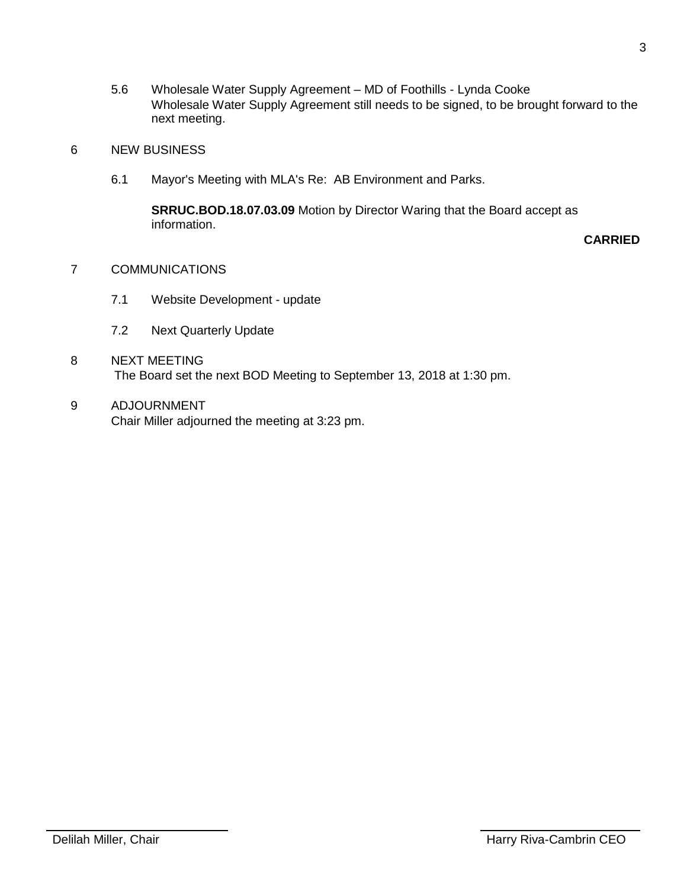5.6 Wholesale Water Supply Agreement – MD of Foothills - Lynda Cooke
Wholesale Water Supply Agreement still needs to be signed, to be brought forward to the next meeting.

6 NEW BUSINESS

6.1 Mayor's Meeting with MLA's Re: AB Environment and Parks.

**SRRUC.BOD.18.07.03.09** Motion by Director Waring that the Board accept as information.

**CARRIED**

7 COMMUNICATIONS

7.1 Website Development - update

7.2 Next Quarterly Update

8 NEXT MEETING
The Board set the next BOD Meeting to September 13, 2018 at 1:30 pm.

9 ADJOURNMENT
Chair Miller adjourned the meeting at 3:23 pm.

Delilah Miller, Chair

Harry Riva-Cambrin CEO